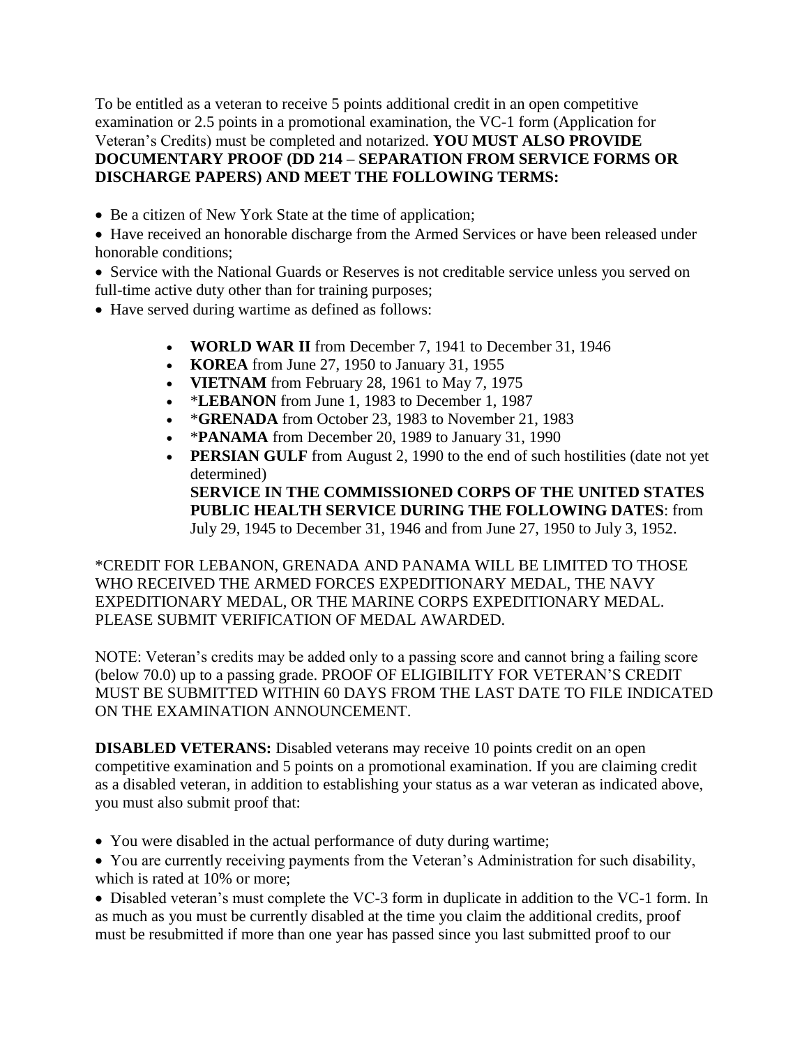To be entitled as a veteran to receive 5 points additional credit in an open competitive examination or 2.5 points in a promotional examination, the VC-1 form (Application for Veteran's Credits) must be completed and notarized. **YOU MUST ALSO PROVIDE DOCUMENTARY PROOF (DD 214 – SEPARATION FROM SERVICE FORMS OR DISCHARGE PAPERS) AND MEET THE FOLLOWING TERMS:**

- Be a citizen of New York State at the time of application;
- Have received an honorable discharge from the Armed Services or have been released under honorable conditions;
- Service with the National Guards or Reserves is not creditable service unless you served on full-time active duty other than for training purposes;
- Have served during wartime as defined as follows:
    - **WORLD WAR II** from December 7, 1941 to December 31, 1946
    - **KOREA** from June 27, 1950 to January 31, 1955
    - **VIETNAM** from February 28, 1961 to May 7, 1975
    - \***LEBANON** from June 1, 1983 to December 1, 1987
    - \***GRENADA** from October 23, 1983 to November 21, 1983
    - \***PANAMA** from December 20, 1989 to January 31, 1990
    - **PERSIAN GULF** from August 2, 1990 to the end of such hostilities (date not yet determined)
      **SERVICE IN THE COMMISSIONED CORPS OF THE UNITED STATES PUBLIC HEALTH SERVICE DURING THE FOLLOWING DATES**: from July 29, 1945 to December 31, 1946 and from June 27, 1950 to July 3, 1952.

*CREDIT FOR LEBANON, GRENADA AND PANAMA WILL BE LIMITED TO THOSE WHO RECEIVED THE ARMED FORCES EXPEDITIONARY MEDAL, THE NAVY EXPEDITIONARY MEDAL, OR THE MARINE CORPS EXPEDITIONARY MEDAL. PLEASE SUBMIT VERIFICATION OF MEDAL AWARDED.

NOTE: Veteran's credits may be added only to a passing score and cannot bring a failing score (below 70.0) up to a passing grade. PROOF OF ELIGIBILITY FOR VETERAN'S CREDIT MUST BE SUBMITTED WITHIN 60 DAYS FROM THE LAST DATE TO FILE INDICATED ON THE EXAMINATION ANNOUNCEMENT.

**DISABLED VETERANS:** Disabled veterans may receive 10 points credit on an open competitive examination and 5 points on a promotional examination. If you are claiming credit as a disabled veteran, in addition to establishing your status as a war veteran as indicated above, you must also submit proof that:

- You were disabled in the actual performance of duty during wartime;
- You are currently receiving payments from the Veteran's Administration for such disability, which is rated at 10% or more;
- Disabled veteran's must complete the VC-3 form in duplicate in addition to the VC-1 form. In as much as you must be currently disabled at the time you claim the additional credits, proof must be resubmitted if more than one year has passed since you last submitted proof to our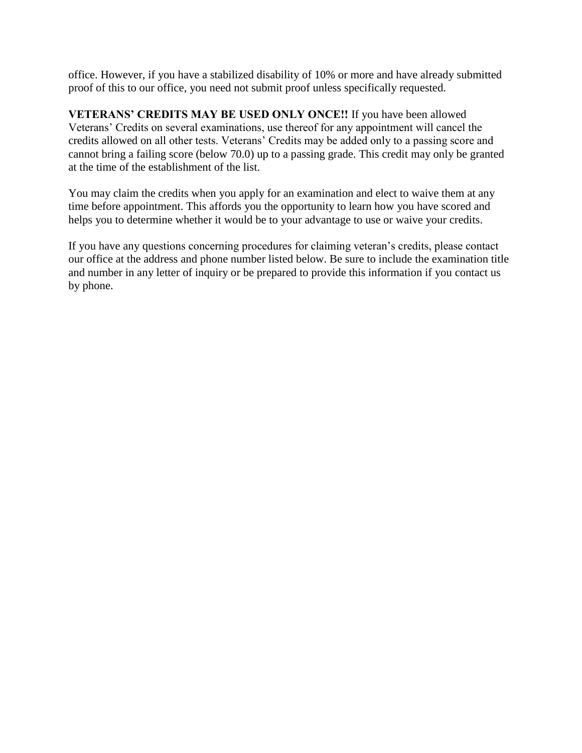office. However, if you have a stabilized disability of 10% or more and have already submitted proof of this to our office, you need not submit proof unless specifically requested.

**VETERANS' CREDITS MAY BE USED ONLY ONCE!!** If you have been allowed Veterans' Credits on several examinations, use thereof for any appointment will cancel the credits allowed on all other tests. Veterans' Credits may be added only to a passing score and cannot bring a failing score (below 70.0) up to a passing grade. This credit may only be granted at the time of the establishment of the list.

You may claim the credits when you apply for an examination and elect to waive them at any time before appointment. This affords you the opportunity to learn how you have scored and helps you to determine whether it would be to your advantage to use or waive your credits.

If you have any questions concerning procedures for claiming veteran's credits, please contact our office at the address and phone number listed below. Be sure to include the examination title and number in any letter of inquiry or be prepared to provide this information if you contact us by phone.